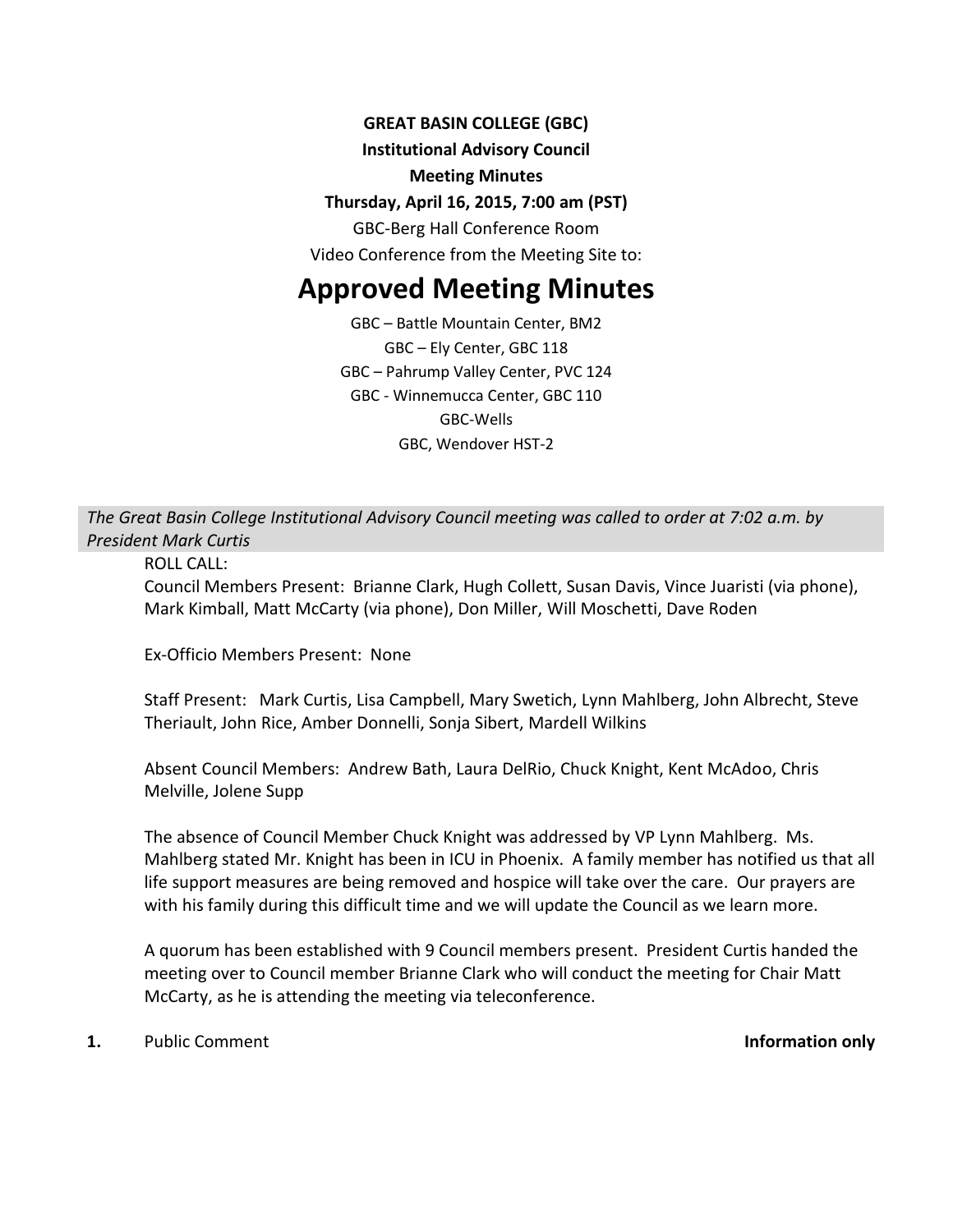**GREAT BASIN COLLEGE (GBC)**

**Institutional Advisory Council**

**Meeting Minutes**

**Thursday, April 16, 2015, 7:00 am (PST)**

GBC-Berg Hall Conference Room

Video Conference from the Meeting Site to:

# Approved Meeting Minutes

GBC – Battle Mountain Center, BM2

GBC – Ely Center, GBC 118

GBC – Pahrump Valley Center, PVC 124

GBC - Winnemucca Center, GBC 110

GBC-Wells

GBC, Wendover HST-2

*The Great Basin College Institutional Advisory Council meeting was called to order at 7:02 a.m. by President Mark Curtis*

ROLL CALL:

Council Members Present: Brianne Clark, Hugh Collett, Susan Davis, Vince Juaristi (via phone), Mark Kimball, Matt McCarty (via phone), Don Miller, Will Moschetti, Dave Roden

Ex-Officio Members Present: None

Staff Present: Mark Curtis, Lisa Campbell, Mary Swetich, Lynn Mahlberg, John Albrecht, Steve Theriault, John Rice, Amber Donnelli, Sonja Sibert, Mardell Wilkins

Absent Council Members: Andrew Bath, Laura DelRio, Chuck Knight, Kent McAdoo, Chris Melville, Jolene Supp

The absence of Council Member Chuck Knight was addressed by VP Lynn Mahlberg. Ms. Mahlberg stated Mr. Knight has been in ICU in Phoenix. A family member has notified us that all life support measures are being removed and hospice will take over the care. Our prayers are with his family during this difficult time and we will update the Council as we learn more.

A quorum has been established with 9 Council members present. President Curtis handed the meeting over to Council member Brianne Clark who will conduct the meeting for Chair Matt McCarty, as he is attending the meeting via teleconference.

**1.** Public Comment **Information only**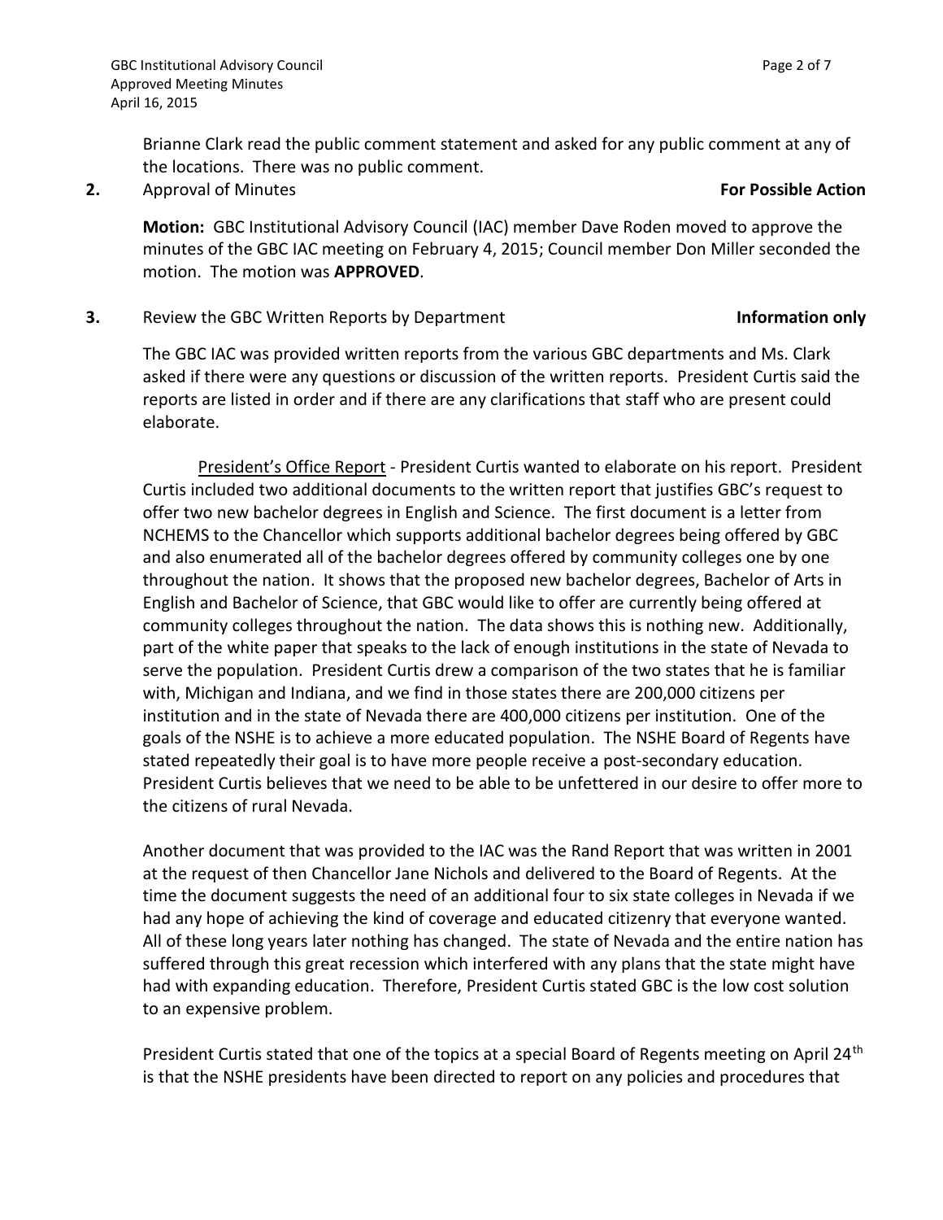Brianne Clark read the public comment statement and asked for any public comment at any of the locations. There was no public comment.

**2.** Approval of Minutes **For Possible Action**

**Motion:** GBC Institutional Advisory Council (IAC) member Dave Roden moved to approve the minutes of the GBC IAC meeting on February 4, 2015; Council member Don Miller seconded the motion. The motion was **APPROVED**.

**3.** Review the GBC Written Reports by Department **Information only**

The GBC IAC was provided written reports from the various GBC departments and Ms. Clark asked if there were any questions or discussion of the written reports. President Curtis said the reports are listed in order and if there are any clarifications that staff who are present could elaborate.

President's Office Report - President Curtis wanted to elaborate on his report. President Curtis included two additional documents to the written report that justifies GBC's request to offer two new bachelor degrees in English and Science. The first document is a letter from NCHEMS to the Chancellor which supports additional bachelor degrees being offered by GBC and also enumerated all of the bachelor degrees offered by community colleges one by one throughout the nation. It shows that the proposed new bachelor degrees, Bachelor of Arts in English and Bachelor of Science, that GBC would like to offer are currently being offered at community colleges throughout the nation. The data shows this is nothing new. Additionally, part of the white paper that speaks to the lack of enough institutions in the state of Nevada to serve the population. President Curtis drew a comparison of the two states that he is familiar with, Michigan and Indiana, and we find in those states there are 200,000 citizens per institution and in the state of Nevada there are 400,000 citizens per institution. One of the goals of the NSHE is to achieve a more educated population. The NSHE Board of Regents have stated repeatedly their goal is to have more people receive a post-secondary education. President Curtis believes that we need to be able to be unfettered in our desire to offer more to the citizens of rural Nevada.

Another document that was provided to the IAC was the Rand Report that was written in 2001 at the request of then Chancellor Jane Nichols and delivered to the Board of Regents. At the time the document suggests the need of an additional four to six state colleges in Nevada if we had any hope of achieving the kind of coverage and educated citizenry that everyone wanted. All of these long years later nothing has changed. The state of Nevada and the entire nation has suffered through this great recession which interfered with any plans that the state might have had with expanding education. Therefore, President Curtis stated GBC is the low cost solution to an expensive problem.

President Curtis stated that one of the topics at a special Board of Regents meeting on April 24th is that the NSHE presidents have been directed to report on any policies and procedures that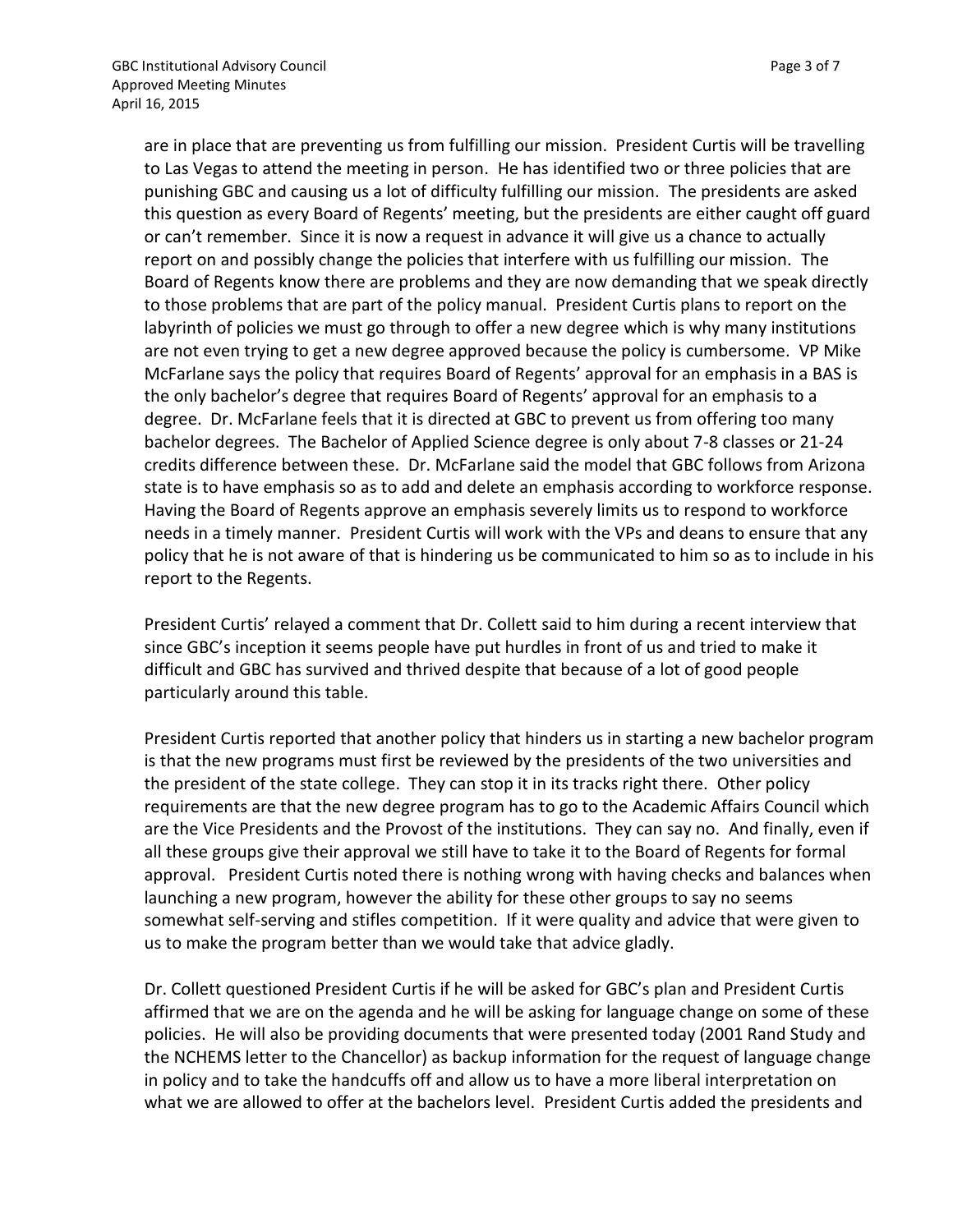are in place that are preventing us from fulfilling our mission. President Curtis will be travelling to Las Vegas to attend the meeting in person. He has identified two or three policies that are punishing GBC and causing us a lot of difficulty fulfilling our mission. The presidents are asked this question as every Board of Regents' meeting, but the presidents are either caught off guard or can't remember. Since it is now a request in advance it will give us a chance to actually report on and possibly change the policies that interfere with us fulfilling our mission. The Board of Regents know there are problems and they are now demanding that we speak directly to those problems that are part of the policy manual. President Curtis plans to report on the labyrinth of policies we must go through to offer a new degree which is why many institutions are not even trying to get a new degree approved because the policy is cumbersome. VP Mike McFarlane says the policy that requires Board of Regents' approval for an emphasis in a BAS is the only bachelor's degree that requires Board of Regents' approval for an emphasis to a degree. Dr. McFarlane feels that it is directed at GBC to prevent us from offering too many bachelor degrees. The Bachelor of Applied Science degree is only about 7-8 classes or 21-24 credits difference between these. Dr. McFarlane said the model that GBC follows from Arizona state is to have emphasis so as to add and delete an emphasis according to workforce response. Having the Board of Regents approve an emphasis severely limits us to respond to workforce needs in a timely manner. President Curtis will work with the VPs and deans to ensure that any policy that he is not aware of that is hindering us be communicated to him so as to include in his report to the Regents.

President Curtis' relayed a comment that Dr. Collett said to him during a recent interview that since GBC's inception it seems people have put hurdles in front of us and tried to make it difficult and GBC has survived and thrived despite that because of a lot of good people particularly around this table.

President Curtis reported that another policy that hinders us in starting a new bachelor program is that the new programs must first be reviewed by the presidents of the two universities and the president of the state college. They can stop it in its tracks right there. Other policy requirements are that the new degree program has to go to the Academic Affairs Council which are the Vice Presidents and the Provost of the institutions. They can say no. And finally, even if all these groups give their approval we still have to take it to the Board of Regents for formal approval. President Curtis noted there is nothing wrong with having checks and balances when launching a new program, however the ability for these other groups to say no seems somewhat self-serving and stifles competition. If it were quality and advice that were given to us to make the program better than we would take that advice gladly.

Dr. Collett questioned President Curtis if he will be asked for GBC's plan and President Curtis affirmed that we are on the agenda and he will be asking for language change on some of these policies. He will also be providing documents that were presented today (2001 Rand Study and the NCHEMS letter to the Chancellor) as backup information for the request of language change in policy and to take the handcuffs off and allow us to have a more liberal interpretation on what we are allowed to offer at the bachelors level. President Curtis added the presidents and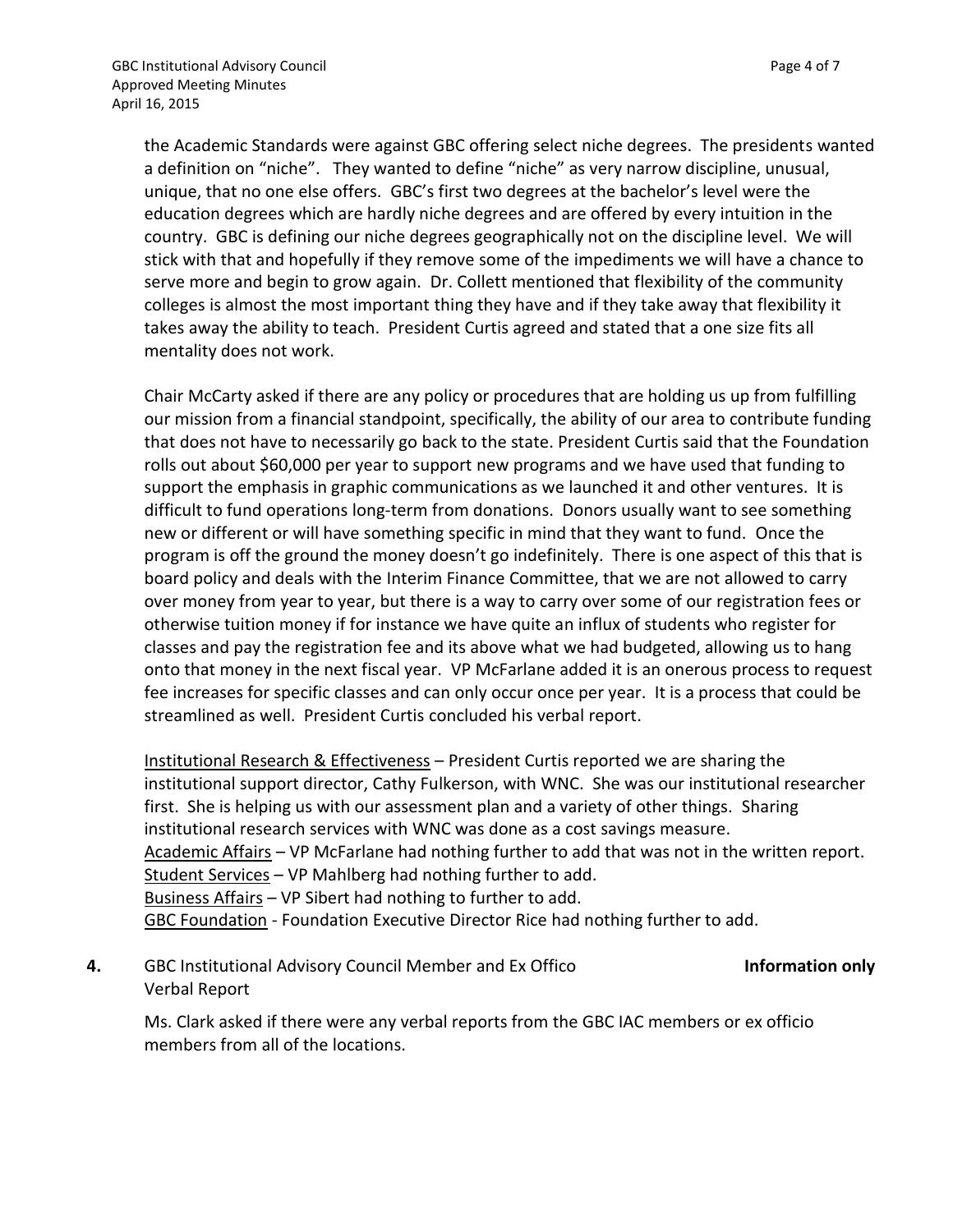the Academic Standards were against GBC offering select niche degrees. The presidents wanted a definition on "niche". They wanted to define "niche" as very narrow discipline, unusual, unique, that no one else offers. GBC's first two degrees at the bachelor's level were the education degrees which are hardly niche degrees and are offered by every intuition in the country. GBC is defining our niche degrees geographically not on the discipline level. We will stick with that and hopefully if they remove some of the impediments we will have a chance to serve more and begin to grow again. Dr. Collett mentioned that flexibility of the community colleges is almost the most important thing they have and if they take away that flexibility it takes away the ability to teach. President Curtis agreed and stated that a one size fits all mentality does not work.

Chair McCarty asked if there are any policy or procedures that are holding us up from fulfilling our mission from a financial standpoint, specifically, the ability of our area to contribute funding that does not have to necessarily go back to the state. President Curtis said that the Foundation rolls out about $60,000 per year to support new programs and we have used that funding to support the emphasis in graphic communications as we launched it and other ventures. It is difficult to fund operations long-term from donations. Donors usually want to see something new or different or will have something specific in mind that they want to fund. Once the program is off the ground the money doesn't go indefinitely. There is one aspect of this that is board policy and deals with the Interim Finance Committee, that we are not allowed to carry over money from year to year, but there is a way to carry over some of our registration fees or otherwise tuition money if for instance we have quite an influx of students who register for classes and pay the registration fee and its above what we had budgeted, allowing us to hang onto that money in the next fiscal year. VP McFarlane added it is an onerous process to request fee increases for specific classes and can only occur once per year. It is a process that could be streamlined as well. President Curtis concluded his verbal report.

<u>Institutional Research & Effectiveness</u> – President Curtis reported we are sharing the institutional support director, Cathy Fulkerson, with WNC. She was our institutional researcher first. She is helping us with our assessment plan and a variety of other things. Sharing institutional research services with WNC was done as a cost savings measure.
<u>Academic Affairs</u> – VP McFarlane had nothing further to add that was not in the written report.
<u>Student Services</u> – VP Mahlberg had nothing further to add.
<u>Business Affairs</u> – VP Sibert had nothing to further to add.
<u>GBC Foundation</u> - Foundation Executive Director Rice had nothing further to add.

**4.** GBC Institutional Advisory Council Member and Ex Offico Verbal Report **Information only**

Ms. Clark asked if there were any verbal reports from the GBC IAC members or ex officio members from all of the locations.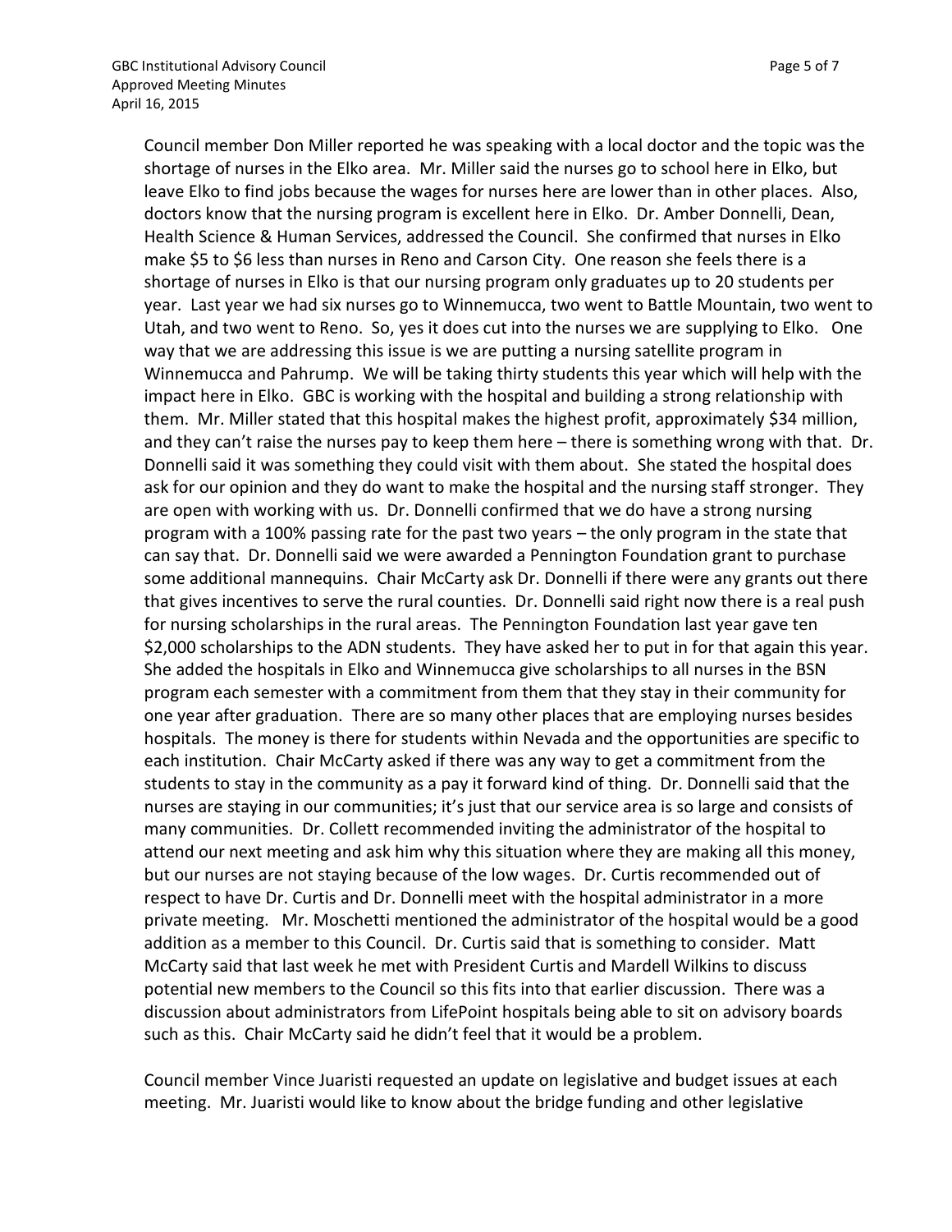Council member Don Miller reported he was speaking with a local doctor and the topic was the shortage of nurses in the Elko area. Mr. Miller said the nurses go to school here in Elko, but leave Elko to find jobs because the wages for nurses here are lower than in other places. Also, doctors know that the nursing program is excellent here in Elko. Dr. Amber Donnelli, Dean, Health Science & Human Services, addressed the Council. She confirmed that nurses in Elko make $5 to $6 less than nurses in Reno and Carson City. One reason she feels there is a shortage of nurses in Elko is that our nursing program only graduates up to 20 students per year. Last year we had six nurses go to Winnemucca, two went to Battle Mountain, two went to Utah, and two went to Reno. So, yes it does cut into the nurses we are supplying to Elko. One way that we are addressing this issue is we are putting a nursing satellite program in Winnemucca and Pahrump. We will be taking thirty students this year which will help with the impact here in Elko. GBC is working with the hospital and building a strong relationship with them. Mr. Miller stated that this hospital makes the highest profit, approximately $34 million, and they can't raise the nurses pay to keep them here – there is something wrong with that. Dr. Donnelli said it was something they could visit with them about. She stated the hospital does ask for our opinion and they do want to make the hospital and the nursing staff stronger. They are open with working with us. Dr. Donnelli confirmed that we do have a strong nursing program with a 100% passing rate for the past two years – the only program in the state that can say that. Dr. Donnelli said we were awarded a Pennington Foundation grant to purchase some additional mannequins. Chair McCarty ask Dr. Donnelli if there were any grants out there that gives incentives to serve the rural counties. Dr. Donnelli said right now there is a real push for nursing scholarships in the rural areas. The Pennington Foundation last year gave ten $2,000 scholarships to the ADN students. They have asked her to put in for that again this year. She added the hospitals in Elko and Winnemucca give scholarships to all nurses in the BSN program each semester with a commitment from them that they stay in their community for one year after graduation. There are so many other places that are employing nurses besides hospitals. The money is there for students within Nevada and the opportunities are specific to each institution. Chair McCarty asked if there was any way to get a commitment from the students to stay in the community as a pay it forward kind of thing. Dr. Donnelli said that the nurses are staying in our communities; it's just that our service area is so large and consists of many communities. Dr. Collett recommended inviting the administrator of the hospital to attend our next meeting and ask him why this situation where they are making all this money, but our nurses are not staying because of the low wages. Dr. Curtis recommended out of respect to have Dr. Curtis and Dr. Donnelli meet with the hospital administrator in a more private meeting. Mr. Moschetti mentioned the administrator of the hospital would be a good addition as a member to this Council. Dr. Curtis said that is something to consider. Matt McCarty said that last week he met with President Curtis and Mardell Wilkins to discuss potential new members to the Council so this fits into that earlier discussion. There was a discussion about administrators from LifePoint hospitals being able to sit on advisory boards such as this. Chair McCarty said he didn't feel that it would be a problem.

Council member Vince Juaristi requested an update on legislative and budget issues at each meeting. Mr. Juaristi would like to know about the bridge funding and other legislative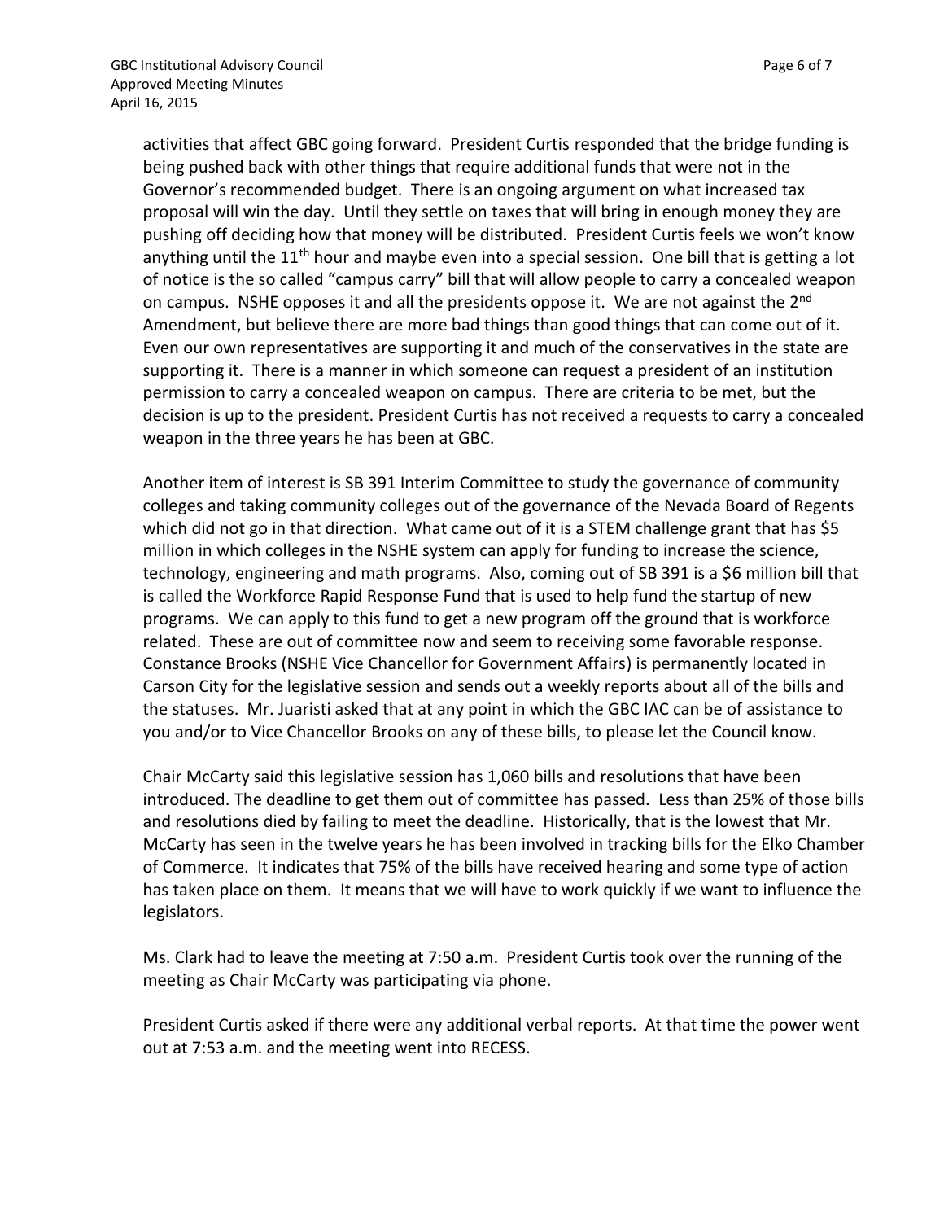activities that affect GBC going forward. President Curtis responded that the bridge funding is being pushed back with other things that require additional funds that were not in the Governor's recommended budget. There is an ongoing argument on what increased tax proposal will win the day. Until they settle on taxes that will bring in enough money they are pushing off deciding how that money will be distributed. President Curtis feels we won't know anything until the 11th hour and maybe even into a special session. One bill that is getting a lot of notice is the so called "campus carry" bill that will allow people to carry a concealed weapon on campus. NSHE opposes it and all the presidents oppose it. We are not against the 2nd Amendment, but believe there are more bad things than good things that can come out of it. Even our own representatives are supporting it and much of the conservatives in the state are supporting it. There is a manner in which someone can request a president of an institution permission to carry a concealed weapon on campus. There are criteria to be met, but the decision is up to the president. President Curtis has not received a requests to carry a concealed weapon in the three years he has been at GBC.

Another item of interest is SB 391 Interim Committee to study the governance of community colleges and taking community colleges out of the governance of the Nevada Board of Regents which did not go in that direction. What came out of it is a STEM challenge grant that has $5 million in which colleges in the NSHE system can apply for funding to increase the science, technology, engineering and math programs. Also, coming out of SB 391 is a $6 million bill that is called the Workforce Rapid Response Fund that is used to help fund the startup of new programs. We can apply to this fund to get a new program off the ground that is workforce related. These are out of committee now and seem to receiving some favorable response. Constance Brooks (NSHE Vice Chancellor for Government Affairs) is permanently located in Carson City for the legislative session and sends out a weekly reports about all of the bills and the statuses. Mr. Juaristi asked that at any point in which the GBC IAC can be of assistance to you and/or to Vice Chancellor Brooks on any of these bills, to please let the Council know.

Chair McCarty said this legislative session has 1,060 bills and resolutions that have been introduced. The deadline to get them out of committee has passed. Less than 25% of those bills and resolutions died by failing to meet the deadline. Historically, that is the lowest that Mr. McCarty has seen in the twelve years he has been involved in tracking bills for the Elko Chamber of Commerce. It indicates that 75% of the bills have received hearing and some type of action has taken place on them. It means that we will have to work quickly if we want to influence the legislators.

Ms. Clark had to leave the meeting at 7:50 a.m. President Curtis took over the running of the meeting as Chair McCarty was participating via phone.

President Curtis asked if there were any additional verbal reports. At that time the power went out at 7:53 a.m. and the meeting went into RECESS.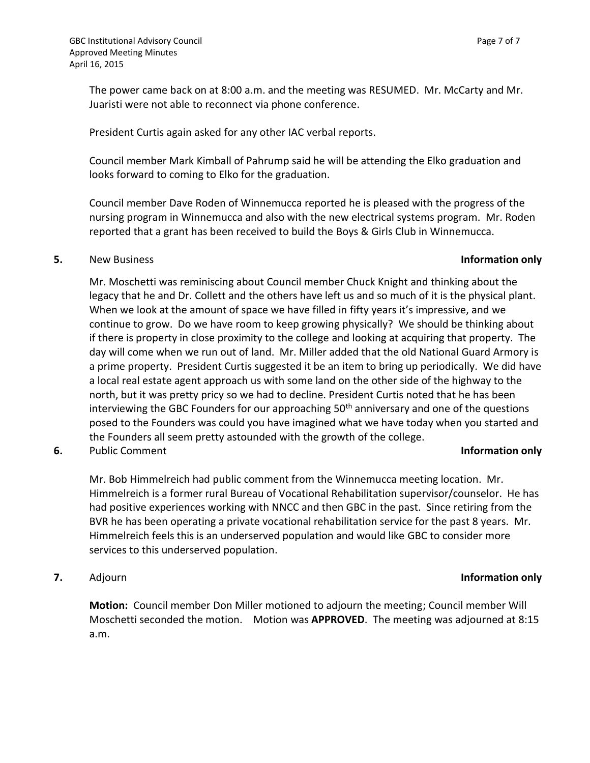The power came back on at 8:00 a.m. and the meeting was RESUMED. Mr. McCarty and Mr. Juaristi were not able to reconnect via phone conference.

President Curtis again asked for any other IAC verbal reports.

Council member Mark Kimball of Pahrump said he will be attending the Elko graduation and looks forward to coming to Elko for the graduation.

Council member Dave Roden of Winnemucca reported he is pleased with the progress of the nursing program in Winnemucca and also with the new electrical systems program. Mr. Roden reported that a grant has been received to build the Boys & Girls Club in Winnemucca.

**5.** New Business **Information only**

Mr. Moschetti was reminiscing about Council member Chuck Knight and thinking about the legacy that he and Dr. Collett and the others have left us and so much of it is the physical plant. When we look at the amount of space we have filled in fifty years it's impressive, and we continue to grow. Do we have room to keep growing physically? We should be thinking about if there is property in close proximity to the college and looking at acquiring that property. The day will come when we run out of land. Mr. Miller added that the old National Guard Armory is a prime property. President Curtis suggested it be an item to bring up periodically. We did have a local real estate agent approach us with some land on the other side of the highway to the north, but it was pretty pricy so we had to decline. President Curtis noted that he has been interviewing the GBC Founders for our approaching 50th anniversary and one of the questions posed to the Founders was could you have imagined what we have today when you started and the Founders all seem pretty astounded with the growth of the college.

**6.** Public Comment **Information only**

Mr. Bob Himmelreich had public comment from the Winnemucca meeting location. Mr. Himmelreich is a former rural Bureau of Vocational Rehabilitation supervisor/counselor. He has had positive experiences working with NNCC and then GBC in the past. Since retiring from the BVR he has been operating a private vocational rehabilitation service for the past 8 years. Mr. Himmelreich feels this is an underserved population and would like GBC to consider more services to this underserved population.

**7.** Adjourn **Information only**

**Motion:** Council member Don Miller motioned to adjourn the meeting; Council member Will Moschetti seconded the motion. Motion was **APPROVED**. The meeting was adjourned at 8:15 a.m.